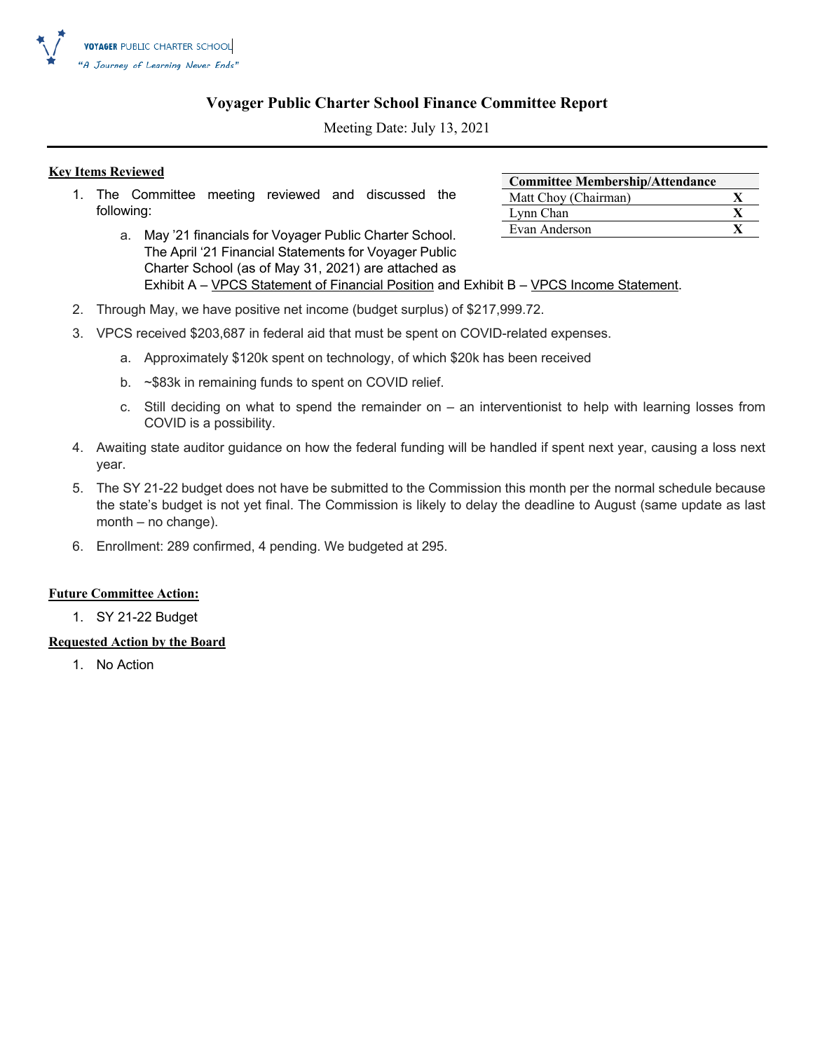VOYAGER PUBLIC CHARTER SCHOOL
"A Journey of Learning Never Ends"

# Voyager Public Charter School Finance Committee Report

Meeting Date: July 13, 2021

| Committee Membership/Attendance | |
|---|---|
| Matt Choy (Chairman) | X |
| Lynn Chan | X |
| Evan Anderson | X |

**Key Items Reviewed**

1. The Committee meeting reviewed and discussed the following:
    a. May '21 financials for Voyager Public Charter School. The April '21 Financial Statements for Voyager Public Charter School (as of May 31, 2021) are attached as Exhibit A – VPCS Statement of Financial Position and Exhibit B – VPCS Income Statement.
2. Through May, we have positive net income (budget surplus) of $217,999.72.
3. VPCS received $203,687 in federal aid that must be spent on COVID-related expenses.
    a. Approximately $120k spent on technology, of which $20k has been received
    b. ~$83k in remaining funds to spent on COVID relief.
    c. Still deciding on what to spend the remainder on – an interventionist to help with learning losses from COVID is a possibility.
4. Awaiting state auditor guidance on how the federal funding will be handled if spent next year, causing a loss next year.
5. The SY 21-22 budget does not have be submitted to the Commission this month per the normal schedule because the state's budget is not yet final. The Commission is likely to delay the deadline to August (same update as last month – no change).
6. Enrollment: 289 confirmed, 4 pending. We budgeted at 295.

**Future Committee Action:**

1. SY 21-22 Budget

**Requested Action by the Board**

1. No Action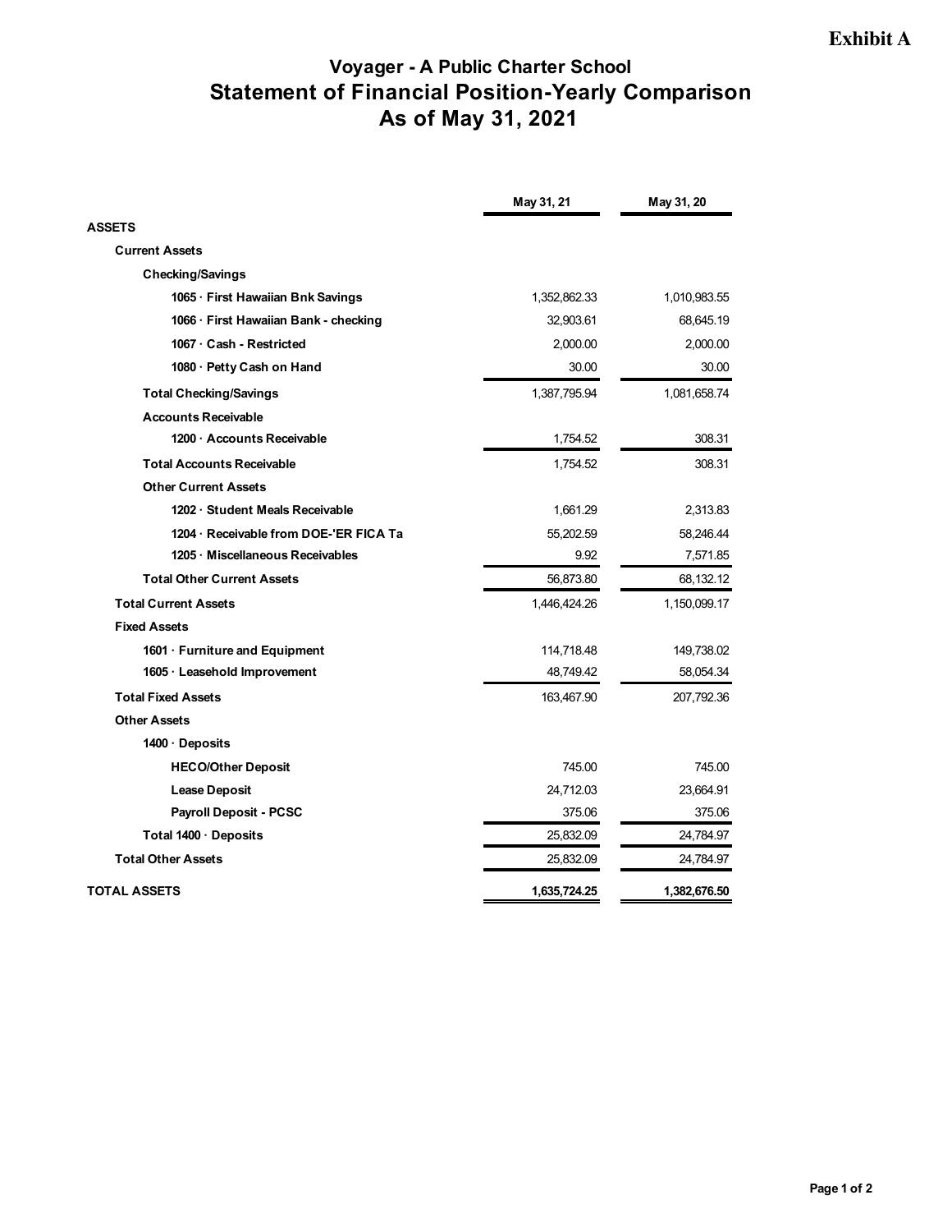**Exhibit A**

# Voyager - A Public Charter School
## Statement of Financial Position-Yearly Comparison
## As of May 31, 2021

| | May 31, 21 | May 31, 20 |
|---|---|---|
| **ASSETS** | | |
| **Current Assets** | | |
| **Checking/Savings** | | |
| 1065 · First Hawaiian Bnk Savings | 1,352,862.33 | 1,010,983.55 |
| 1066 · First Hawaiian Bank - checking | 32,903.61 | 68,645.19 |
| 1067 · Cash - Restricted | 2,000.00 | 2,000.00 |
| 1080 · Petty Cash on Hand | 30.00 | 30.00 |
| **Total Checking/Savings** | 1,387,795.94 | 1,081,658.74 |
| **Accounts Receivable** | | |
| 1200 · Accounts Receivable | 1,754.52 | 308.31 |
| **Total Accounts Receivable** | 1,754.52 | 308.31 |
| **Other Current Assets** | | |
| 1202 · Student Meals Receivable | 1,661.29 | 2,313.83 |
| 1204 · Receivable from DOE-'ER FICA Ta | 55,202.59 | 58,246.44 |
| 1205 · Miscellaneous Receivables | 9.92 | 7,571.85 |
| **Total Other Current Assets** | 56,873.80 | 68,132.12 |
| **Total Current Assets** | 1,446,424.26 | 1,150,099.17 |
| **Fixed Assets** | | |
| 1601 · Furniture and Equipment | 114,718.48 | 149,738.02 |
| 1605 · Leasehold Improvement | 48,749.42 | 58,054.34 |
| **Total Fixed Assets** | 163,467.90 | 207,792.36 |
| **Other Assets** | | |
| **1400 · Deposits** | | |
| HECO/Other Deposit | 745.00 | 745.00 |
| Lease Deposit | 24,712.03 | 23,664.91 |
| Payroll Deposit - PCSC | 375.06 | 375.06 |
| **Total 1400 · Deposits** | 25,832.09 | 24,784.97 |
| **Total Other Assets** | 25,832.09 | 24,784.97 |
| **TOTAL ASSETS** | **1,635,724.25** | **1,382,676.50** |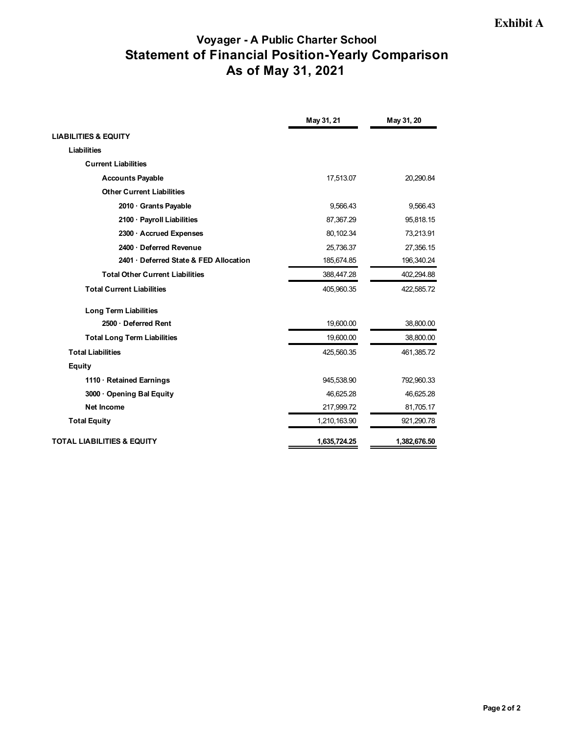**Exhibit A**

# Voyager - A Public Charter School
## Statement of Financial Position-Yearly Comparison
## As of May 31, 2021

| | May 31, 21 | May 31, 20 |
|---|---|---|
| **LIABILITIES & EQUITY** | | |
| **Liabilities** | | |
| **Current Liabilities** | | |
| **Accounts Payable** | 17,513.07 | 20,290.84 |
| **Other Current Liabilities** | | |
| **2010 · Grants Payable** | 9,566.43 | 9,566.43 |
| **2100 · Payroll Liabilities** | 87,367.29 | 95,818.15 |
| **2300 · Accrued Expenses** | 80,102.34 | 73,213.91 |
| **2400 · Deferred Revenue** | 25,736.37 | 27,356.15 |
| **2401 · Deferred State & FED Allocation** | 185,674.85 | 196,340.24 |
| **Total Other Current Liabilities** | 388,447.28 | 402,294.88 |
| **Total Current Liabilities** | 405,960.35 | 422,585.72 |
| **Long Term Liabilities** | | |
| **2500 · Deferred Rent** | 19,600.00 | 38,800.00 |
| **Total Long Term Liabilities** | 19,600.00 | 38,800.00 |
| **Total Liabilities** | 425,560.35 | 461,385.72 |
| **Equity** | | |
| **1110 · Retained Earnings** | 945,538.90 | 792,960.33 |
| **3000 · Opening Bal Equity** | 46,625.28 | 46,625.28 |
| **Net Income** | 217,999.72 | 81,705.17 |
| **Total Equity** | 1,210,163.90 | 921,290.78 |
| **TOTAL LIABILITIES & EQUITY** | **1,635,724.25** | **1,382,676.50** |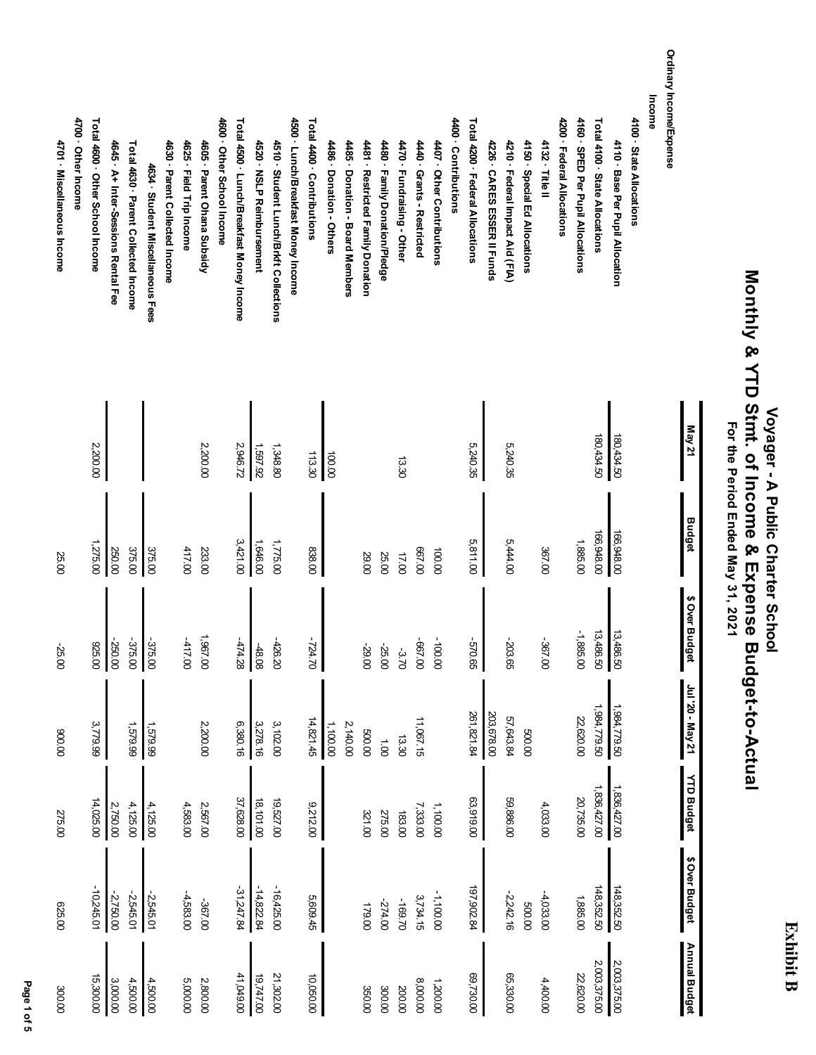**Exhibit B**

# Voyager - A Public Charter School
## Monthly & YTD Stmt. of Income & Expense Budget-to-Actual
### For the Period Ended May 31, 2021

| | May 21 | Budget | $ Over Budget | Jul '20 - May 21 | YTD Budget | $ Over Budget | Annual Budget |
|---|---|---|---|---|---|---|---|
| **Ordinary Income/Expense** | | | | | | | |
| **Income** | | | | | | | |
| **4100 · State Allocations** | | | | | | | |
| **4110 · Base Per Pupil Allocation** | 180,434.50 | 166,948.00 | 13,486.50 | 1,984,779.50 | 1,836,427.00 | 148,352.50 | 2,003,375.00 |
| **Total 4100 · State Allocations** | 180,434.50 | 166,948.00 | 13,486.50 | 1,984,779.50 | 1,836,427.00 | 148,352.50 | 2,003,375.00 |
| **4160 · SPED Per Pupil Allocations** | | 1,885.00 | -1,885.00 | 22,620.00 | 20,735.00 | 1,885.00 | 22,620.00 |
| **4200 · Federal Allocations** | | | | | | | |
| **4132 · Title II** | | 367.00 | -367.00 | | 4,033.00 | -4,033.00 | 4,400.00 |
| **4150 · Special Ed Allocations** | | | | 500.00 | | 500.00 | |
| **4210 · Federal Impact Aid (FIA)** | 5,240.35 | 5,444.00 | -203.65 | 57,643.84 | 59,886.00 | -2,242.16 | 65,330.00 |
| **4226 · CARES ESSER II Funds** | | | | 203,678.00 | | | |
| **Total 4200 · Federal Allocations** | 5,240.35 | 5,811.00 | -570.65 | 261,821.84 | 63,919.00 | 197,902.84 | 69,730.00 |
| **4400 · Contributions** | | | | | | | |
| **4407 · Other Contributions** | | 100.00 | -100.00 | | 1,100.00 | -1,100.00 | 1,200.00 |
| **4440 · Grants - Restricted** | | 667.00 | -667.00 | 11,067.15 | 7,333.00 | 3,734.15 | 8,000.00 |
| **4470 · Fundraising - Other** | 13.30 | 17.00 | -3.70 | 13.30 | 183.00 | -169.70 | 200.00 |
| **4480 · Family Donation/Pledge** | | 25.00 | -25.00 | 1.00 | 275.00 | -274.00 | 300.00 |
| **4481 · Restricted Family Donation** | | 29.00 | -29.00 | 500.00 | 321.00 | 179.00 | 350.00 |
| **4485 · Donation - Board Members** | | | | 2,140.00 | | | |
| **4486 · Donation - Others** | 100.00 | | | 1,100.00 | | | |
| **Total 4400 · Contributions** | 113.30 | 838.00 | -724.70 | 14,821.45 | 9,212.00 | 5,609.45 | 10,050.00 |
| **4500 · Lunch/Breakfast Money Income** | | | | | | | |
| **4510 · Student Lunch/Brkft Collections** | 1,348.80 | 1,775.00 | -426.20 | 3,102.00 | 19,527.00 | -16,425.00 | 21,302.00 |
| **4520 · NSLP Reimbursement** | 1,597.92 | 1,646.00 | -48.08 | 3,278.16 | 18,101.00 | -14,822.84 | 19,747.00 |
| **Total 4500 · Lunch/Breakfast Money Income** | 2,946.72 | 3,421.00 | -474.28 | 6,380.16 | 37,628.00 | -31,247.84 | 41,049.00 |
| **4600 · Other School Income** | | | | | | | |
| **4605 · Parent Ohana Subsidy** | 2,200.00 | 233.00 | 1,967.00 | 2,200.00 | 2,567.00 | -367.00 | 2,800.00 |
| **4625 · Field Trip Income** | | 417.00 | -417.00 | | 4,583.00 | -4,583.00 | 5,000.00 |
| **4630 · Parent Collected Income** | | | | | | | |
| **4634 · Student Miscellaneous Fees** | | 375.00 | -375.00 | 1,579.99 | 4,125.00 | -2,545.01 | 4,500.00 |
| **Total 4630 · Parent Collected Income** | | 375.00 | -375.00 | 1,579.99 | 4,125.00 | -2,545.01 | 4,500.00 |
| **4645 · A+ Inter-Sessions Rental Fee** | | 250.00 | -250.00 | | 2,750.00 | -2,750.00 | 3,000.00 |
| **Total 4600 · Other School Income** | 2,200.00 | 1,275.00 | 925.00 | 3,779.99 | 14,025.00 | -10,245.01 | 15,300.00 |
| **4700 · Other Income** | | | | | | | |
| **4701 · Miscellaneous Income** | | 25.00 | -25.00 | 900.00 | 275.00 | 625.00 | 300.00 |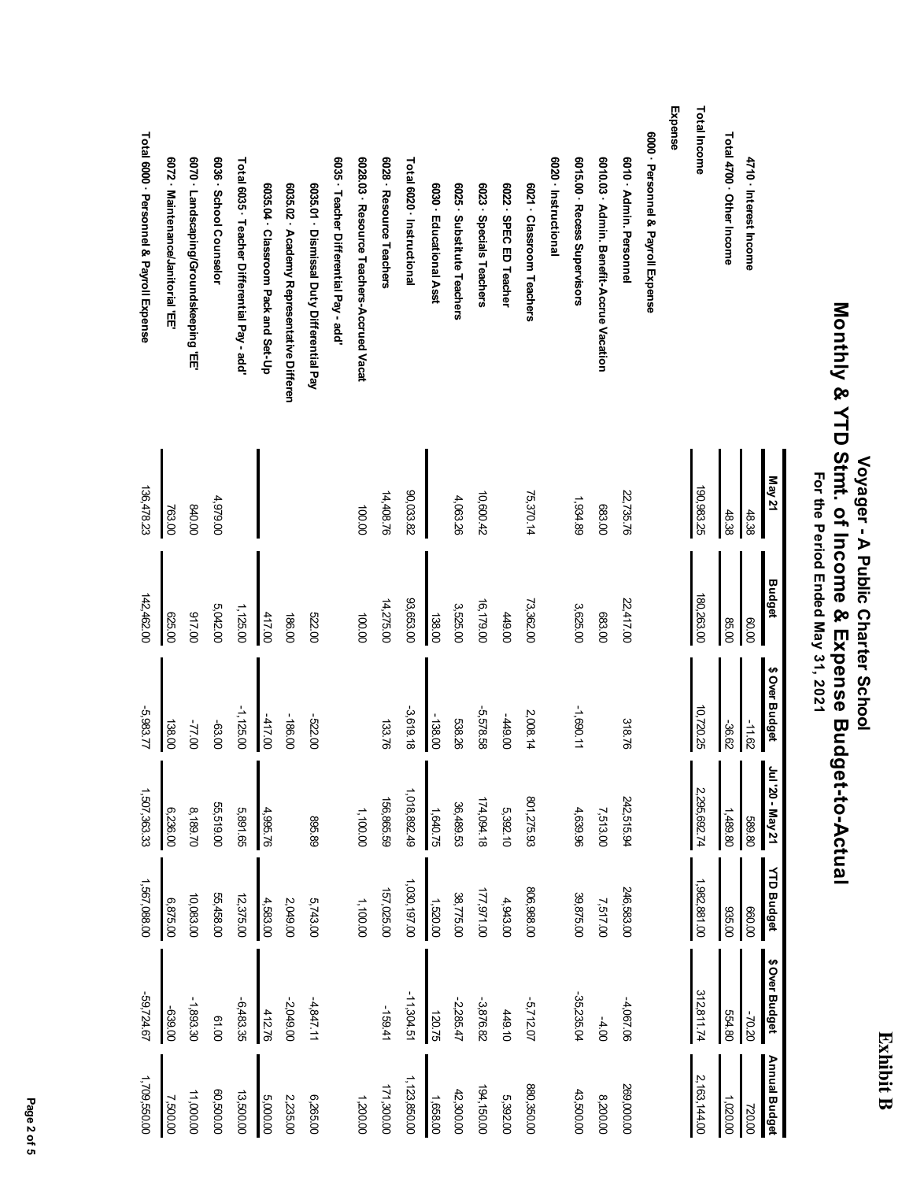**Exhibit B**

# Voyager - A Public Charter School

## Monthly & YTD Stmt. of Income & Expense Budget-to-Actual

### For the Period Ended May 31, 2021

| | May 21 | Budget | $ Over Budget | Jul '20 - May 21 | YTD Budget | $ Over Budget | Annual Budget |
|---|---|---|---|---|---|---|---|
| 4710 · Interest Income | 48.38 | 60.00 | -11.62 | 589.80 | 660.00 | -70.20 | 720.00 |
| **Total 4700 · Other Income** | 48.38 | 85.00 | -36.62 | 1,489.80 | 935.00 | 554.80 | 1,020.00 |
| **Total Income** | 190,983.25 | 180,263.00 | 10,720.25 | 2,295,692.74 | 1,982,881.00 | 312,811.74 | 2,163,144.00 |
| **Expense** | | | | | | | |
| 6000 · Personnel & Payroll Expense | | | | | | | |
| 6010 · Admin. Personnel | 22,735.76 | 22,417.00 | 318.76 | 242,515.94 | 246,583.00 | -4,067.06 | 269,000.00 |
| 6010.03 · Admin. Benefit-Accrue Vacation | 683.00 | 683.00 | | 7,513.00 | 7,517.00 | -4.00 | 8,200.00 |
| 6015.00 · Recess Supervisors | 1,934.89 | 3,625.00 | -1,690.11 | 4,639.96 | 39,875.00 | -35,235.04 | 43,500.00 |
| 6020 · Instructional | | | | | | | |
| 6021 · Classroom Teachers | 75,370.14 | 73,362.00 | 2,008.14 | 801,275.93 | 806,988.00 | -5,712.07 | 880,350.00 |
| 6022 · SPEC ED Teacher | | 449.00 | -449.00 | 5,392.10 | 4,943.00 | 449.10 | 5,392.00 |
| 6023 · Specials Teachers | 10,600.42 | 16,179.00 | -5,578.58 | 174,094.18 | 177,971.00 | -3,876.82 | 194,150.00 |
| 6025 · Substitute Teachers | 4,063.26 | 3,525.00 | 538.26 | 36,489.53 | 38,775.00 | -2,285.47 | 42,300.00 |
| 6030 · Educational Asst | | 138.00 | -138.00 | 1,640.75 | 1,520.00 | 120.75 | 1,658.00 |
| **Total 6020 · Instructional** | 90,033.82 | 93,653.00 | -3,619.18 | 1,018,892.49 | 1,030,197.00 | -11,304.51 | 1,123,850.00 |
| 6028 · Resource Teachers | 14,408.76 | 14,275.00 | 133.76 | 156,865.59 | 157,025.00 | -159.41 | 171,300.00 |
| 6028.03 · Resource Teachers-Accrued Vacat | 100.00 | 100.00 | | 1,100.00 | 1,100.00 | | 1,200.00 |
| 6035 · Teacher Differential Pay - add' | | | | | | | |
| 6035.01 · Dismissal Duty Differential Pay | | 522.00 | -522.00 | 895.89 | 5,743.00 | -4,847.11 | 6,265.00 |
| 6035.02 · Academy Representative Differen | | 186.00 | -186.00 | | 2,049.00 | -2,049.00 | 2,235.00 |
| 6035.04 · Classroom Pack and Set-Up | | 417.00 | -417.00 | 4,995.76 | 4,583.00 | 412.76 | 5,000.00 |
| **Total 6035 · Teacher Differential Pay - add'** | | 1,125.00 | -1,125.00 | 5,891.65 | 12,375.00 | -6,483.35 | 13,500.00 |
| 6036 · School Counselor | 4,979.00 | 5,042.00 | -63.00 | 55,519.00 | 55,458.00 | 61.00 | 60,500.00 |
| 6070 · Landscaping/Groundskeeping 'EE' | 840.00 | 917.00 | -77.00 | 8,189.70 | 10,083.00 | -1,893.30 | 11,000.00 |
| 6072 · Maintenance/Janitorial 'EE' | 763.00 | 625.00 | 138.00 | 6,236.00 | 6,875.00 | -639.00 | 7,500.00 |
| **Total 6000 · Personnel & Payroll Expense** | 136,478.23 | 142,462.00 | -5,983.77 | 1,507,363.33 | 1,567,088.00 | -59,724.67 | 1,709,550.00 |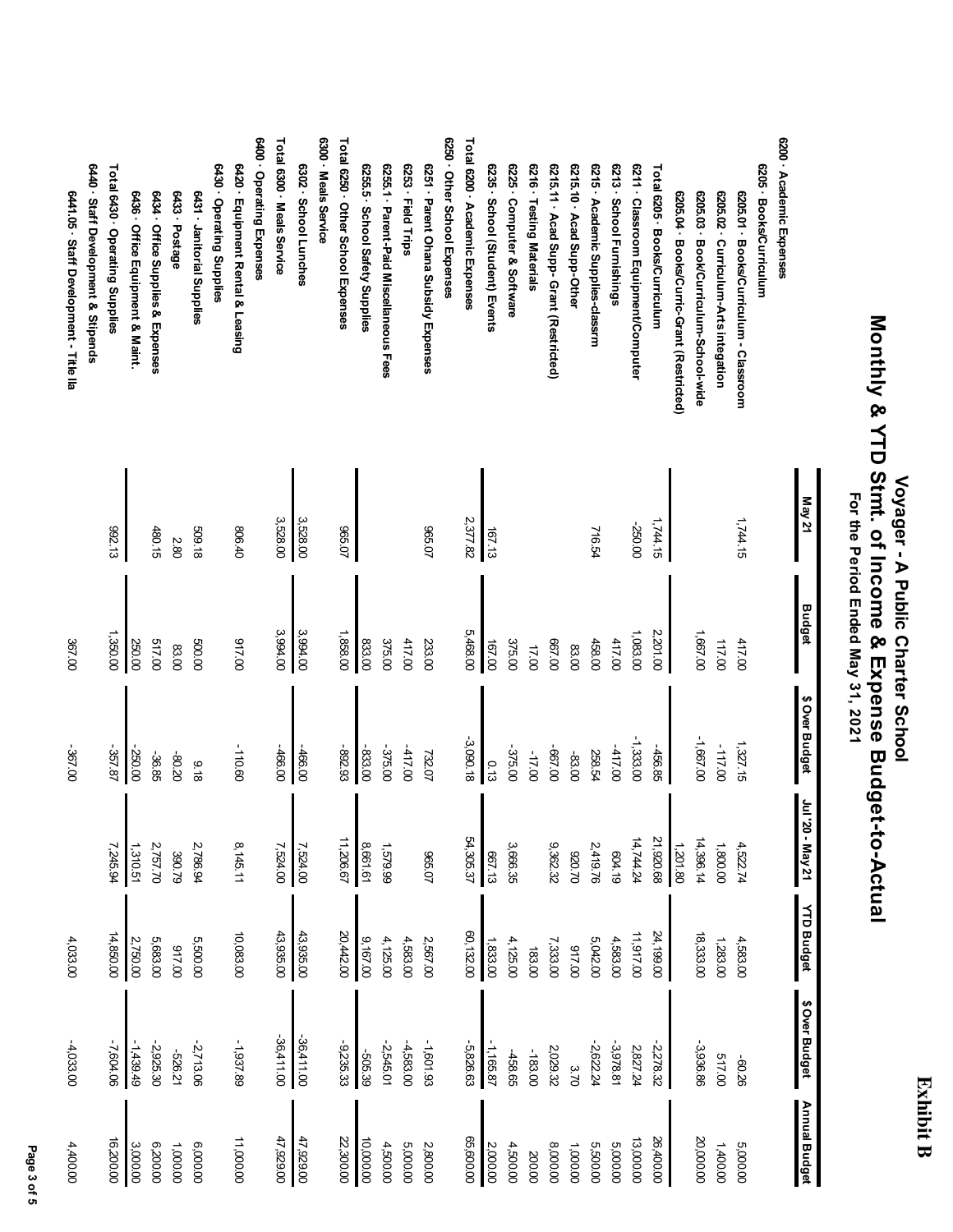**Exhibit B**

# Voyager - A Public Charter School

## Monthly & YTD Stmt. of Income & Expense Budget-to-Actual

### For the Period Ended May 31, 2021

| | May 21 | Budget | $ Over Budget | Jul '20 - May 21 | YTD Budget | $ Over Budget | Annual Budget |
|---|---|---|---|---|---|---|---|
| **6200 · Academic Expenses** | | | | | | | |
| 6205 · Books/Curriculum | | | | | | | |
| 6205.01 · Books/Curriculum - Classroom | 1,744.15 | 417.00 | 1,327.15 | 4,522.74 | 4,583.00 | -60.26 | 5,000.00 |
| 6205.02 · Curriculum-Arts integration | | 117.00 | -117.00 | 1,800.00 | 1,283.00 | 517.00 | 1,400.00 |
| 6205.03 · Book/Curriculum-School-wide | | 1,667.00 | -1,667.00 | 14,396.14 | 18,333.00 | -3,936.86 | 20,000.00 |
| 6205.04 · Books/Curric-Grant (Restricted) | | | | 1,201.80 | | | |
| Total 6205 · Books/Curriculum | 1,744.15 | 2,201.00 | -456.85 | 21,920.68 | 24,199.00 | -2,278.32 | 26,400.00 |
| 6211 · Classroom Equipment/Computer | -250.00 | 1,083.00 | -1,333.00 | 14,744.24 | 11,917.00 | 2,827.24 | 13,000.00 |
| 6213 · School Furnishings | | 417.00 | -417.00 | 604.19 | 4,583.00 | -3,978.81 | 5,000.00 |
| 6215 · Academic Supplies-classrm | 716.54 | 458.00 | 258.54 | 2,419.76 | 5,042.00 | -2,622.24 | 5,500.00 |
| 6215.10 · Acad Supp-Other | | 83.00 | -83.00 | 920.70 | 917.00 | 3.70 | 1,000.00 |
| 6215.11 · Acad Supp- Grant (Restricted) | | 667.00 | -667.00 | 9,362.32 | 7,333.00 | 2,029.32 | 8,000.00 |
| 6216 · Testing Materials | | 17.00 | -17.00 | | 183.00 | -183.00 | 200.00 |
| 6225 · Computer & Software | | 375.00 | -375.00 | 3,666.35 | 4,125.00 | -458.65 | 4,500.00 |
| 6235 · School (Student) Events | 167.13 | 167.00 | 0.13 | 667.13 | 1,833.00 | -1,165.87 | 2,000.00 |
| **Total 6200 · Academic Expenses** | 2,377.82 | 5,468.00 | -3,090.18 | 54,305.37 | 60,132.00 | -5,826.63 | 65,600.00 |
| **6250 · Other School Expenses** | | | | | | | |
| 6251 · Parent Ohana Subsidy Expenses | 965.07 | 233.00 | 732.07 | 965.07 | 2,567.00 | -1,601.93 | 2,800.00 |
| 6253 · Field Trips | | 417.00 | -417.00 | | 4,583.00 | -4,583.00 | 5,000.00 |
| 6255.1 · Parent-Paid Miscellaneous Fees | | 375.00 | -375.00 | 1,579.99 | 4,125.00 | -2,545.01 | 4,500.00 |
| 6255.5 · School Safety Supplies | | 833.00 | -833.00 | 8,661.61 | 9,167.00 | -505.39 | 10,000.00 |
| **Total 6250 · Other School Expenses** | 965.07 | 1,858.00 | -892.93 | 11,206.67 | 20,442.00 | -9,235.33 | 22,300.00 |
| **6300 · Meals Service** | | | | | | | |
| 6302 · School Lunches | 3,528.00 | 3,994.00 | -466.00 | 7,524.00 | 43,935.00 | -36,411.00 | 47,929.00 |
| **Total 6300 · Meals Service** | 3,528.00 | 3,994.00 | -466.00 | 7,524.00 | 43,935.00 | -36,411.00 | 47,929.00 |
| **6400 · Operating Expenses** | | | | | | | |
| 6420 · Equipment Rental & Leasing | 806.40 | 917.00 | -110.60 | 8,145.11 | 10,083.00 | -1,937.89 | 11,000.00 |
| 6430 · Operating Supplies | | | | | | | |
| 6431 · Janitorial Supplies | 509.18 | 500.00 | 9.18 | 2,786.94 | 5,500.00 | -2,713.06 | 6,000.00 |
| 6433 · Postage | 2.80 | 83.00 | -80.20 | 390.79 | 917.00 | -526.21 | 1,000.00 |
| 6434 · Office Supplies & Expenses | 480.15 | 517.00 | -36.85 | 2,757.70 | 5,683.00 | -2,925.30 | 6,200.00 |
| 6436 · Office Equipment & Maint. | | 250.00 | -250.00 | 1,310.51 | 2,750.00 | -1,439.49 | 3,000.00 |
| Total 6430 · Operating Supplies | 992.13 | 1,350.00 | -357.87 | 7,245.94 | 14,850.00 | -7,604.06 | 16,200.00 |
| 6440 · Staff Development & Stipends | | | | | | | |
| 6441.05 · Staff Development - Title IIa | | 367.00 | -367.00 | | 4,033.00 | -4,033.00 | 4,400.00 |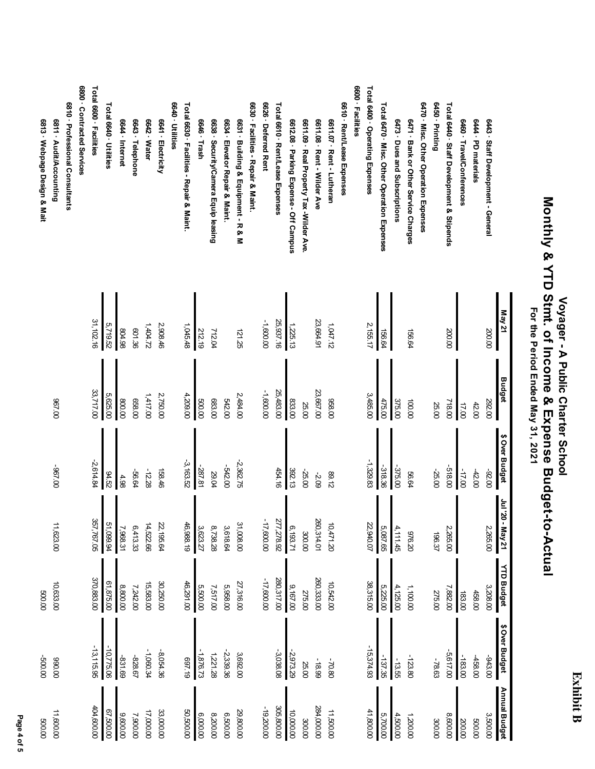**Exhibit B**

# Voyager - A Public Charter School

## Monthly & YTD Stmt. of Income & Expense Budget-to-Actual

### For the Period Ended May 31, 2021

| | May 21 | Budget | $ Over Budget | Jul '20 - May 21 | YTD Budget | $ Over Budget | Annual Budget |
|---|---|---|---|---|---|---|---|
| 6443 · Staff Development - General | 200.00 | 292.00 | -92.00 | 2,265.00 | 3,208.00 | -943.00 | 3,500.00 |
| 6444 · PD materials | | 42.00 | -42.00 | | 458.00 | -458.00 | 500.00 |
| 6460 · Travel/Conferences | | 17.00 | -17.00 | | 183.00 | -183.00 | 200.00 |
| Total 6440 · Staff Development & Stipends | 200.00 | 718.00 | -518.00 | 2,265.00 | 7,882.00 | -5,617.00 | 8,600.00 |
| 6450 · Printing | | 25.00 | -25.00 | 196.37 | 275.00 | -78.63 | 300.00 |
| 6470 · Misc. Other Operation Expenses | | | | | | | |
| 6471 · Bank or Other Service Charges | 156.64 | 100.00 | 56.64 | 976.20 | 1,100.00 | -123.80 | 1,200.00 |
| 6473 · Dues and Subscriptions | | 375.00 | -375.00 | 4,111.45 | 4,125.00 | -13.55 | 4,500.00 |
| Total 6470 · Misc. Other Operation Expenses | 156.64 | 475.00 | -318.36 | 5,087.65 | 5,225.00 | -137.35 | 5,700.00 |
| Total 6400 · Operating Expenses | 2,155.17 | 3,485.00 | -1,329.83 | 22,940.07 | 38,315.00 | -15,374.93 | 41,800.00 |
| 6600 · Facilities | | | | | | | |
| 6610 · Rent/Lease Expenses | | | | | | | |
| 6611.07 · Rent - Lutheran | 1,047.12 | 958.00 | 89.12 | 10,471.20 | 10,542.00 | -70.80 | 11,500.00 |
| 6611.08 · Rent - Wilder Ave | 23,664.91 | 23,667.00 | -2.09 | 260,314.01 | 260,333.00 | -18.99 | 284,000.00 |
| 6611.09 · Real Property Tax -Wilder Ave. | | 25.00 | -25.00 | 300.00 | 275.00 | 25.00 | 300.00 |
| 6612.08 · Parking Expense - Off Campus | 1,225.13 | 833.00 | 392.13 | 6,193.71 | 9,167.00 | -2,973.29 | 10,000.00 |
| Total 6610 · Rent/Lease Expenses | 25,937.16 | 25,483.00 | 454.16 | 277,278.92 | 280,317.00 | -3,038.08 | 305,800.00 |
| 6626 · Deferred Rent | -1,600.00 | -1,600.00 | | -17,600.00 | -17,600.00 | | -19,200.00 |
| 6630 · Facilities - Repair & Maint. | | | | | | | |
| 6631 · Building & Equipment - R & M | 121.25 | 2,484.00 | -2,362.75 | 31,008.00 | 27,316.00 | 3,692.00 | 29,800.00 |
| 6634 · Elevator Repair & Maint. | | 542.00 | -542.00 | 3,618.64 | 5,958.00 | -2,339.36 | 6,500.00 |
| 6638 · Security/Camera Equip leasing | 712.04 | 683.00 | 29.04 | 8,738.28 | 7,517.00 | 1,221.28 | 8,200.00 |
| 6646 · Trash | 212.19 | 500.00 | -287.81 | 3,623.27 | 5,500.00 | -1,876.73 | 6,000.00 |
| Total 6630 · Facilities - Repair & Maint. | 1,045.48 | 4,209.00 | -3,163.52 | 46,988.19 | 46,291.00 | 697.19 | 50,500.00 |
| 6640 · Utilities | | | | | | | |
| 6641 · Electricity | 2,908.46 | 2,750.00 | 158.46 | 22,195.64 | 30,250.00 | -8,054.36 | 33,000.00 |
| 6642 · Water | 1,404.72 | 1,417.00 | -12.28 | 14,522.66 | 15,583.00 | -1,060.34 | 17,000.00 |
| 6643 · Telephone | 601.36 | 658.00 | -56.64 | 6,413.33 | 7,242.00 | -828.67 | 7,900.00 |
| 6644 · Internet | 804.98 | 800.00 | 4.98 | 7,968.31 | 8,800.00 | -831.69 | 9,600.00 |
| Total 6640 · Utilities | 5,719.52 | 5,625.00 | 94.52 | 51,099.94 | 61,875.00 | -10,775.06 | 67,500.00 |
| Total 6600 · Facilities | 31,102.16 | 33,717.00 | -2,614.84 | 357,767.05 | 370,883.00 | -13,115.95 | 404,600.00 |
| 6800 · Contracted Services | | | | | | | |
| 6810 · Professional Consultants | | | | | | | |
| 6811 · Audit/Accounting | | 967.00 | -967.00 | 11,623.00 | 10,633.00 | 990.00 | 11,600.00 |
| 6813 · Webpage Design & Mait | | | | | 500.00 | -500.00 | 500.00 |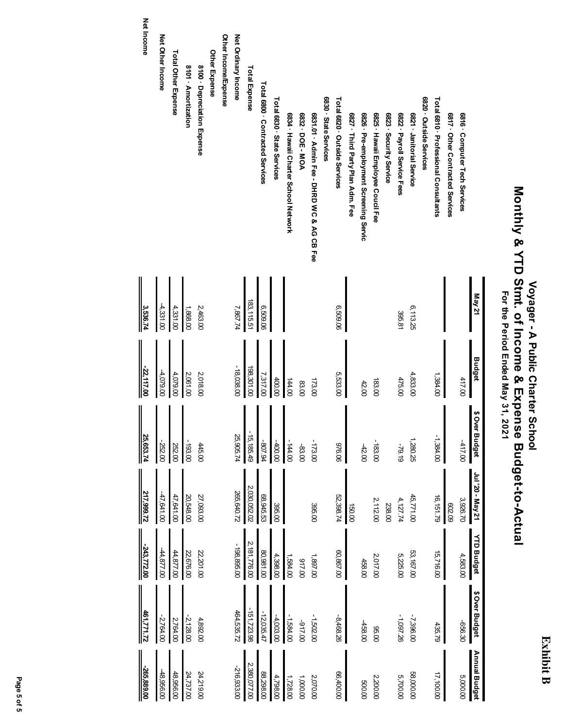**Exhibit B**

# Voyager - A Public Charter School
## Monthly & YTD Stmt. of Income & Expense Budget-to-Actual
### For the Period Ended May 31, 2021

| | May 21 | Budget | $ Over Budget | Jul '20 - May 21 | YTD Budget | $ Over Budget | Annual Budget |
|---|---|---|---|---|---|---|---|
| 6816 · Computer Tech Services | | 417.00 | -417.00 | 3,926.70 | 4,583.00 | -656.30 | 5,000.00 |
| 6817 · Other Contracted Services | | | | 602.09 | | | |
| **Total 6810 · Professional Consultants** | | 1,384.00 | -1,384.00 | 16,151.79 | 15,716.00 | 435.79 | 17,100.00 |
| **6820 · Outside Services** | | | | | | | |
| 6821 · Janitorial Service | 6,113.25 | 4,833.00 | 1,280.25 | 45,771.00 | 53,167.00 | -7,396.00 | 58,000.00 |
| 6822 · Payroll Service Fees | 395.81 | 475.00 | -79.19 | 4,127.74 | 5,225.00 | -1,097.26 | 5,700.00 |
| 6823 · Security Service | | | | 238.00 | | | |
| 6825 · Hawaii Employee Coucil Fee | | 183.00 | -183.00 | 2,112.00 | 2,017.00 | 95.00 | 2,200.00 |
| 6826 · Pre-employment Screening Servic | | 42.00 | -42.00 | | 458.00 | -458.00 | 500.00 |
| 6827 · Third Party Plan Adm. Fee | | | | 150.00 | | | |
| **Total 6820 · Outside Services** | 6,509.06 | 5,533.00 | 976.06 | 52,398.74 | 60,867.00 | -8,468.26 | 66,400.00 |
| **6830 · State Services** | | | | | | | |
| 6831.01 · Admin Fee - DHRD WC & AG CB Fee | | 173.00 | -173.00 | 395.00 | 1,897.00 | -1,502.00 | 2,070.00 |
| 6832 · DOE - MOA | | 83.00 | -83.00 | | 917.00 | -917.00 | 1,000.00 |
| 6834 · Hawaii Charter School Network | | 144.00 | -144.00 | | 1,584.00 | -1,584.00 | 1,728.00 |
| **Total 6830 · State Services** | | 400.00 | -400.00 | 395.00 | 4,398.00 | -4,003.00 | 4,798.00 |
| **Total 6800 · Contracted Services** | 6,509.06 | 7,317.00 | -807.94 | 68,945.53 | 80,981.00 | -12,035.47 | 88,298.00 |
| **Total Expense** | 183,115.51 | 198,301.00 | -15,185.49 | 2,030,052.02 | 2,181,776.00 | -151,723.98 | 2,380,077.00 |
| **Net Ordinary Income** | 7,867.74 | -18,038.00 | 25,905.74 | 265,640.72 | -198,895.00 | 464,535.72 | -216,933.00 |
| **Other Income/Expense** | | | | | | | |
| **Other Expense** | | | | | | | |
| 8100 · Depreciation Expense | 2,463.00 | 2,018.00 | 445.00 | 27,093.00 | 22,201.00 | 4,892.00 | 24,219.00 |
| 8101 · Amortization | 1,868.00 | 2,061.00 | -193.00 | 20,548.00 | 22,676.00 | -2,128.00 | 24,737.00 |
| **Total Other Expense** | 4,331.00 | 4,079.00 | 252.00 | 47,641.00 | 44,877.00 | 2,764.00 | 48,956.00 |
| **Net Other Income** | -4,331.00 | -4,079.00 | -252.00 | -47,641.00 | -44,877.00 | -2,764.00 | -48,956.00 |
| **Net Income** | **3,536.74** | **-22,117.00** | **25,653.74** | **217,999.72** | **-243,772.00** | **461,771.72** | **-265,889.00** |